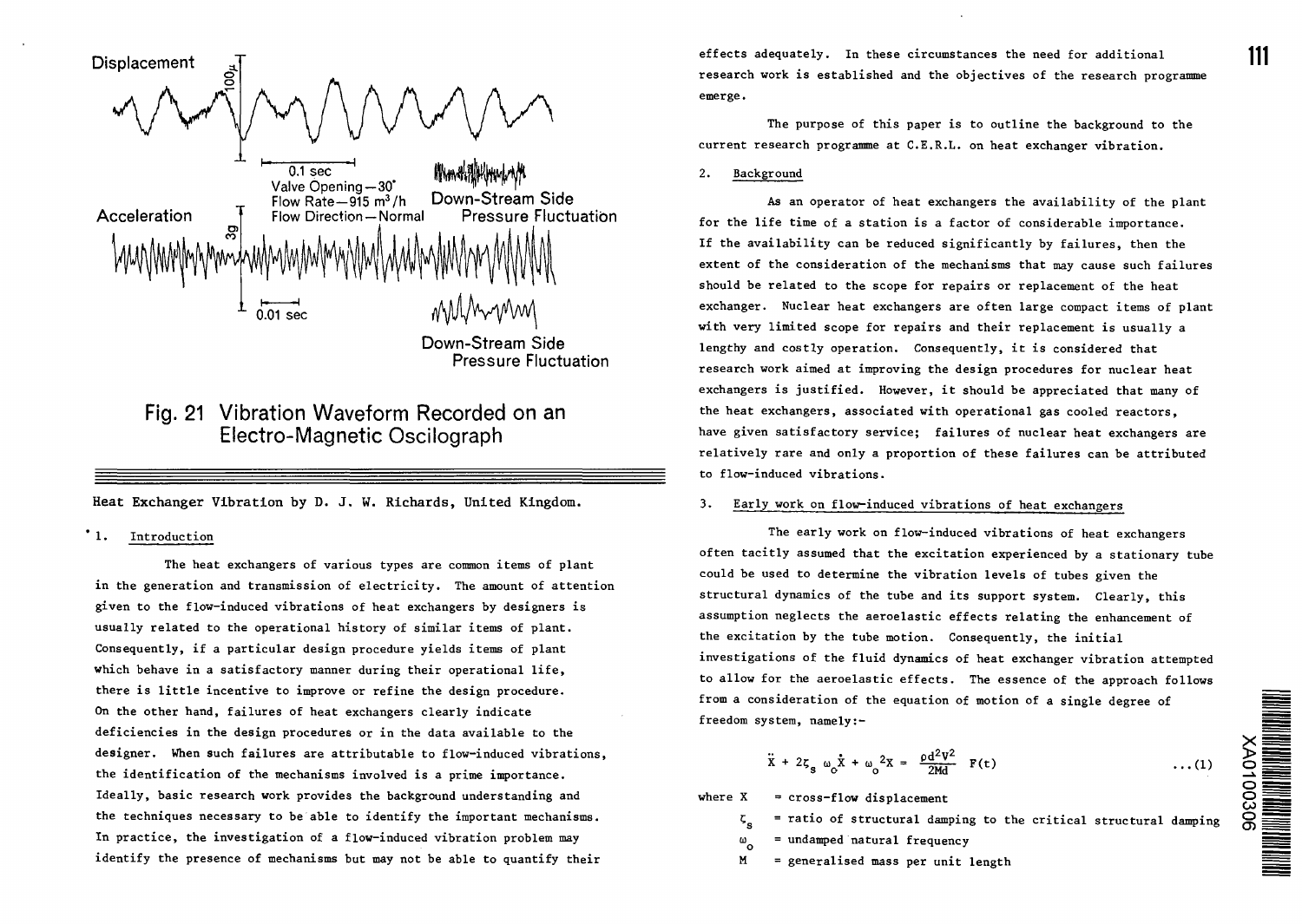Displacement

100μ

0.1 sec

Valve Opening—30°
Flow Rate—915 m³/h
Flow Direction—Normal

Down-Stream Side
Pressure Fluctuation

Acceleration

3g

0.01 sec

Down-Stream Side
Pressure Fluctuation

Fig. 21 Vibration Waveform Recorded on an Electro-Magnetic Oscilograph

---

## Heat Exchanger Vibration by D. J. W. Richards, United Kingdom.

### 1. Introduction

The heat exchangers of various types are common items of plant in the generation and transmission of electricity. The amount of attention given to the flow-induced vibrations of heat exchangers by designers is usually related to the operational history of similar items of plant. Consequently, if a particular design procedure yields items of plant which behave in a satisfactory manner during their operational life, there is little incentive to improve or refine the design procedure. On the other hand, failures of heat exchangers clearly indicate deficiencies in the design procedures or in the data available to the designer. When such failures are attributable to flow-induced vibrations, the identification of the mechanisms involved is a prime importance. Ideally, basic research work provides the background understanding and the techniques necessary to be able to identify the important mechanisms. In practice, the investigation of a flow-induced vibration problem may identify the presence of mechanisms but may not be able to quantify their effects adequately. In these circumstances the need for additional research work is established and the objectives of the research programme emerge.

The purpose of this paper is to outline the background to the current research programme at C.E.R.L. on heat exchanger vibration.

### 2. Background

As an operator of heat exchangers the availability of the plant for the life time of a station is a factor of considerable importance. If the availability can be reduced significantly by failures, then the extent of the consideration of the mechanisms that may cause such failures should be related to the scope for repairs or replacement of the heat exchanger. Nuclear heat exchangers are often large compact items of plant with very limited scope for repairs and their replacement is usually a lengthy and costly operation. Consequently, it is considered that research work aimed at improving the design procedures for nuclear heat exchangers is justified. However, it should be appreciated that many of the heat exchangers, associated with operational gas cooled reactors, have given satisfactory service; failures of nuclear heat exchangers are relatively rare and only a proportion of these failures can be attributed to flow-induced vibrations.

### 3. Early work on flow-induced vibrations of heat exchangers

The early work on flow-induced vibrations of heat exchangers often tacitly assumed that the excitation experienced by a stationary tube could be used to determine the vibration levels of tubes given the structural dynamics of the tube and its support system. Clearly, this assumption neglects the aeroelastic effects relating the enhancement of the excitation by the tube motion. Consequently, the initial investigations of the fluid dynamics of heat exchanger vibration attempted to allow for the aeroelastic effects. The essence of the approach follows from a consideration of the equation of motion of a single degree of freedom system, namely:-

$$\ddot{X} + 2\zeta_s\,\omega_o\dot{X} + \omega_o^{\,2}X = \frac{\rho d^2 V^2}{2Md}\,F(t) \qquad \ldots(1)$$

where $X$ = cross-flow displacement

$\zeta_s$ = ratio of structural damping to the critical structural damping

$\omega_o$ = undamped natural frequency

$M$ = generalised mass per unit length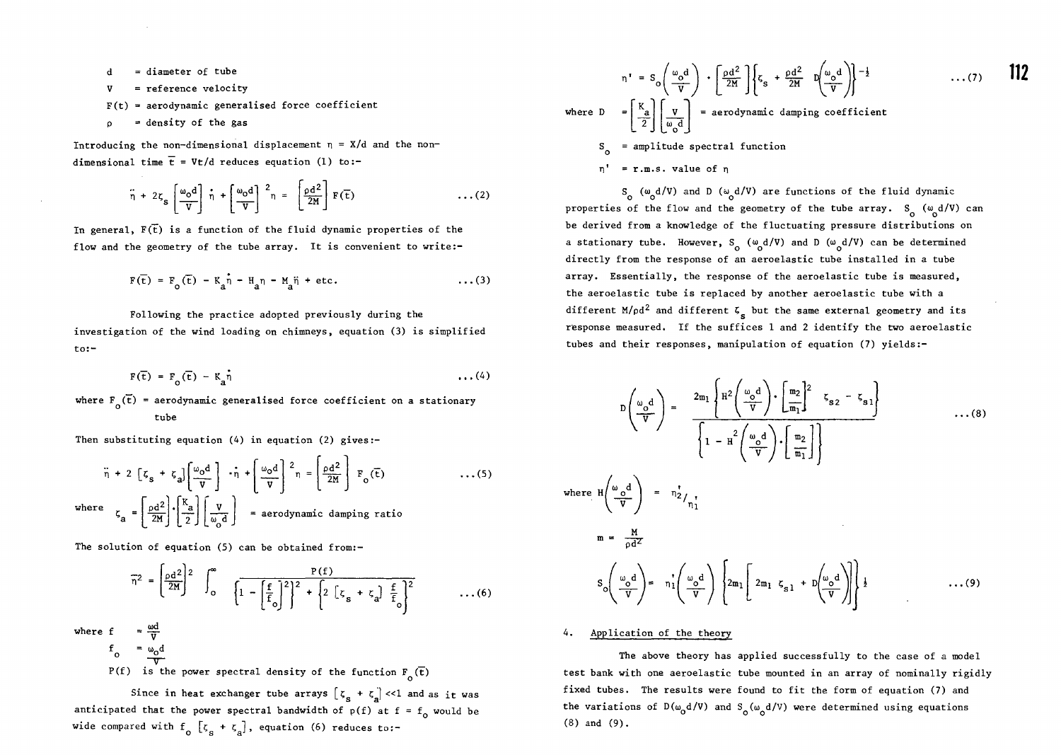d = diameter of tube

V = reference velocity

F(t) = aerodynamic generalised force coefficient

$\rho$ = density of the gas

Introducing the non-dimensional displacement $\eta = X/d$ and the non-dimensional time $\bar{t} = Vt/d$ reduces equation (1) to:-

$$\ddot{\eta} + 2\zeta_s \left[\frac{\omega_o d}{V}\right] \dot{\eta} + \left[\frac{\omega_o d}{V}\right]^2 \eta = \left[\frac{\rho d^2}{2M}\right] F(\bar{t}) \qquad \ldots(2)$$

In general, $F(\bar{t})$ is a function of the fluid dynamic properties of the flow and the geometry of the tube array. It is convenient to write:-

$$F(\bar{t}) = F_o(\bar{t}) - K_a\dot{\eta} - H_a\eta - M_a\ddot{\eta} + \text{etc.} \qquad \ldots(3)$$

Following the practice adopted previously during the investigation of the wind loading on chimneys, equation (3) is simplified to:-

$$F(\bar{t}) = F_o(\bar{t}) - K_a\dot{\eta} \qquad \ldots(4)$$

where $F_o(\bar{t})$ = aerodynamic generalised force coefficient on a stationary tube

Then substituting equation (4) in equation (2) gives:-

$$\ddot{\eta} + 2\left[\zeta_s + \zeta_a\right]\left[\frac{\omega_o d}{V}\right] \cdot \dot{\eta} + \left[\frac{\omega_o d}{V}\right]^2 \eta = \left[\frac{\rho d^2}{2M}\right] F_o(\bar{t}) \qquad \ldots(5)$$

where $\zeta_a = \left[\frac{\rho d^2}{2M}\right] \cdot \left[\frac{K_a}{2}\right]\left[\frac{V}{\omega_o d}\right]$ = aerodynamic damping ratio

The solution of equation (5) can be obtained from:-

$$\bar{\eta}^2 = \left[\frac{\rho d^2}{2M}\right]^2 \int_0^\infty \frac{P(f)}{\left\{1 - \left[\frac{f}{f_o}\right]^2\right\}^2 + \left\{2\left[\zeta_s + \zeta_a\right]\frac{f}{f_o}\right\}^2} \qquad \ldots(6)$$

where $f = \frac{\omega d}{V}$

$f_o = \frac{\omega_o d}{V}$

$P(f)$ is the power spectral density of the function $F_o(\bar{t})$

Since in heat exchanger tube arrays $\left[\zeta_s + \zeta_a\right] << 1$ and as it was anticipated that the power spectral bandwidth of $p(f)$ at $f = f_o$ would be wide compared with $f_o\left[\zeta_s + \zeta_a\right]$, equation (6) reduces to:-

$$\eta' = S_o\left(\frac{\omega_o d}{V}\right) \cdot \left[\frac{\rho d^2}{2M}\right]\left\{\zeta_s + \frac{\rho d^2}{2M} D\left(\frac{\omega_o d}{V}\right)\right\}^{-\frac{1}{2}} \qquad \ldots(7)$$

where $D = \left[\frac{K_a}{2}\right]\left[\frac{V}{\omega_o d}\right]$ = aerodynamic damping coefficient

$S_o$ = amplitude spectral function

$\eta'$ = r.m.s. value of $\eta$

$S_o(\omega_o d/V)$ and $D(\omega_o d/V)$ are functions of the fluid dynamic properties of the flow and the geometry of the tube array. $S_o(\omega_o d/V)$ can be derived from a knowledge of the fluctuating pressure distributions on a stationary tube. However, $S_o(\omega_o d/V)$ and $D(\omega_o d/V)$ can be determined directly from the response of an aeroelastic tube installed in a tube array. Essentially, the response of the aeroelastic tube is measured, the aeroelastic tube is replaced by another aeroelastic tube with a different $M/\rho d^2$ and different $\zeta_s$ but the same external geometry and its response measured. If the suffices 1 and 2 identify the two aeroelastic tubes and their responses, manipulation of equation (7) yields:-

$$D\left(\frac{\omega_o d}{V}\right) = \frac{2m_1\left\{H^2\left(\frac{\omega_o d}{V}\right) \cdot \left[\frac{m_2}{m_1}\right]^2 \zeta_{s2} - \zeta_{s1}\right\}}{\left\{1 - H^2\left(\frac{\omega_o d}{V}\right) \cdot \left[\frac{m_2}{m_1}\right]\right\}} \qquad \ldots(8)$$

where $H\left(\frac{\omega_o d}{V}\right) = \eta_2'/\eta_1'$

$m = \frac{M}{\rho d^2}$

$$S_o\left(\frac{\omega_o d}{V}\right) = \eta_1'\left(\frac{\omega_o d}{V}\right)\left\{2m_1\left[2m_1\zeta_{s1} + D\left(\frac{\omega_o d}{V}\right)\right]\right\}^{\frac{1}{2}} \qquad \ldots(9)$$

## 4. Application of the theory

The above theory has applied successfully to the case of a model test bank with one aeroelastic tube mounted in an array of nominally rigidly fixed tubes. The results were found to fit the form of equation (7) and the variations of $D(\omega_o d/V)$ and $S_o(\omega_o d/V)$ were determined using equations (8) and (9).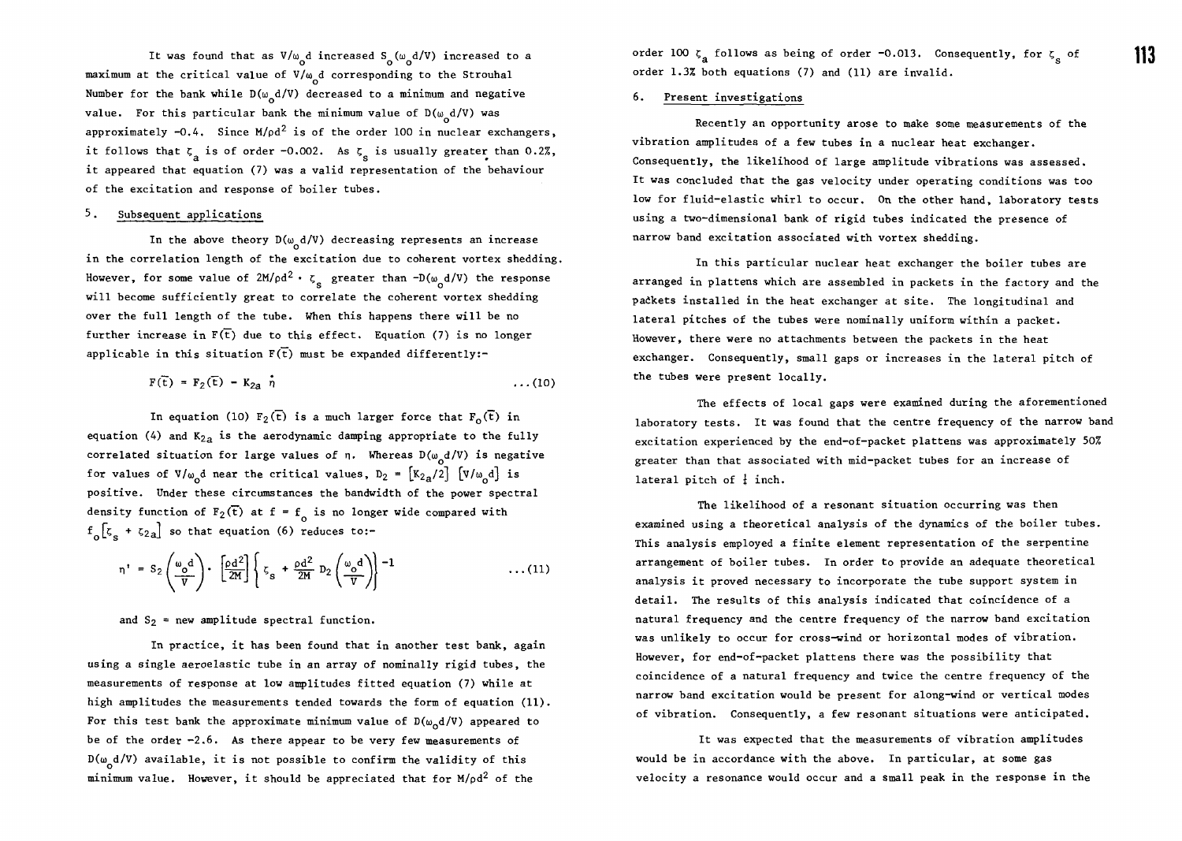It was found that as $V/\omega_o d$ increased $S_o(\omega_o d/V)$ increased to a maximum at the critical value of $V/\omega_o d$ corresponding to the Strouhal Number for the bank while $D(\omega_o d/V)$ decreased to a minimum and negative value. For this particular bank the minimum value of $D(\omega_o d/V)$ was approximately -0.4. Since $M/\rho d^2$ is of the order 100 in nuclear exchangers, it follows that $\zeta_a$ is of order -0.002. As $\zeta_s$ is usually greater than 0.2%, it appeared that equation (7) was a valid representation of the behaviour of the excitation and response of boiler tubes.

## 5. Subsequent applications

In the above theory $D(\omega_o d/V)$ decreasing represents an increase in the correlation length of the excitation due to coherent vortex shedding. However, for some value of $2M/\rho d^2 \cdot \zeta_s$ greater than $-D(\omega_o d/V)$ the response will become sufficiently great to correlate the coherent vortex shedding over the full length of the tube. When this happens there will be no further increase in $F(\bar{t})$ due to this effect. Equation (7) is no longer applicable in this situation $F(\bar{t})$ must be expanded differently:-

$$F(\bar{t}) = F_2(\bar{t}) - K_{2a}\,\dot{\eta} \qquad \ldots(10)$$

In equation (10) $F_2(\bar{t})$ is a much larger force that $F_o(\bar{t})$ in equation (4) and $K_{2a}$ is the aerodynamic damping appropriate to the fully correlated situation for large values of $\eta$. Whereas $D(\omega_o d/V)$ is negative for values of $V/\omega_o d$ near the critical values, $D_2 = [K_{2a}/2]\,[V/\omega_o d]$ is positive. Under these circumstances the bandwidth of the power spectral density function of $F_2(\bar{t})$ at $f = f_o$ is no longer wide compared with $f_o[\zeta_s + \zeta_{2a}]$ so that equation (6) reduces to:-

$$\eta' = S_2\left(\frac{\omega_o d}{V}\right) \cdot \left[\frac{\rho d^2}{2M}\right] \left\{ \zeta_s + \frac{\rho d^2}{2M} D_2\left(\frac{\omega_o d}{V}\right) \right\}^{-1} \qquad \ldots(11)$$

and $S_2$ = new amplitude spectral function.

In practice, it has been found that in another test bank, again using a single aeroelastic tube in an array of nominally rigid tubes, the measurements of response at low amplitudes fitted equation (7) while at high amplitudes the measurements tended towards the form of equation (11). For this test bank the approximate minimum value of $D(\omega_o d/V)$ appeared to be of the order -2.6. As there appear to be very few measurements of $D(\omega_o d/V)$ available, it is not possible to confirm the validity of this minimum value. However, it should be appreciated that for $M/\rho d^2$ of the order 100 $\zeta_a$ follows as being of order -0.013. Consequently, for $\zeta_s$ of order 1.3% both equations (7) and (11) are invalid.

## 6. Present investigations

Recently an opportunity arose to make some measurements of the vibration amplitudes of a few tubes in a nuclear heat exchanger. Consequently, the likelihood of large amplitude vibrations was assessed. It was concluded that the gas velocity under operating conditions was too low for fluid-elastic whirl to occur. On the other hand, laboratory tests using a two-dimensional bank of rigid tubes indicated the presence of narrow band excitation associated with vortex shedding.

In this particular nuclear heat exchanger the boiler tubes are arranged in plattens which are assembled in packets in the factory and the packets installed in the heat exchanger at site. The longitudinal and lateral pitches of the tubes were nominally uniform within a packet. However, there were no attachments between the packets in the heat exchanger. Consequently, small gaps or increases in the lateral pitch of the tubes were present locally.

The effects of local gaps were examined during the aforementioned laboratory tests. It was found that the centre frequency of the narrow band excitation experienced by the end-of-packet plattens was approximately 50% greater than that associated with mid-packet tubes for an increase of lateral pitch of ¼ inch.

The likelihood of a resonant situation occurring was then examined using a theoretical analysis of the dynamics of the boiler tubes. This analysis employed a finite element representation of the serpentine arrangement of boiler tubes. In order to provide an adequate theoretical analysis it proved necessary to incorporate the tube support system in detail. The results of this analysis indicated that coincidence of a natural frequency and the centre frequency of the narrow band excitation was unlikely to occur for cross-wind or horizontal modes of vibration. However, for end-of-packet plattens there was the possibility that coincidence of a natural frequency and twice the centre frequency of the narrow band excitation would be present for along-wind or vertical modes of vibration. Consequently, a few resonant situations were anticipated.

It was expected that the measurements of vibration amplitudes would be in accordance with the above. In particular, at some gas velocity a resonance would occur and a small peak in the response in the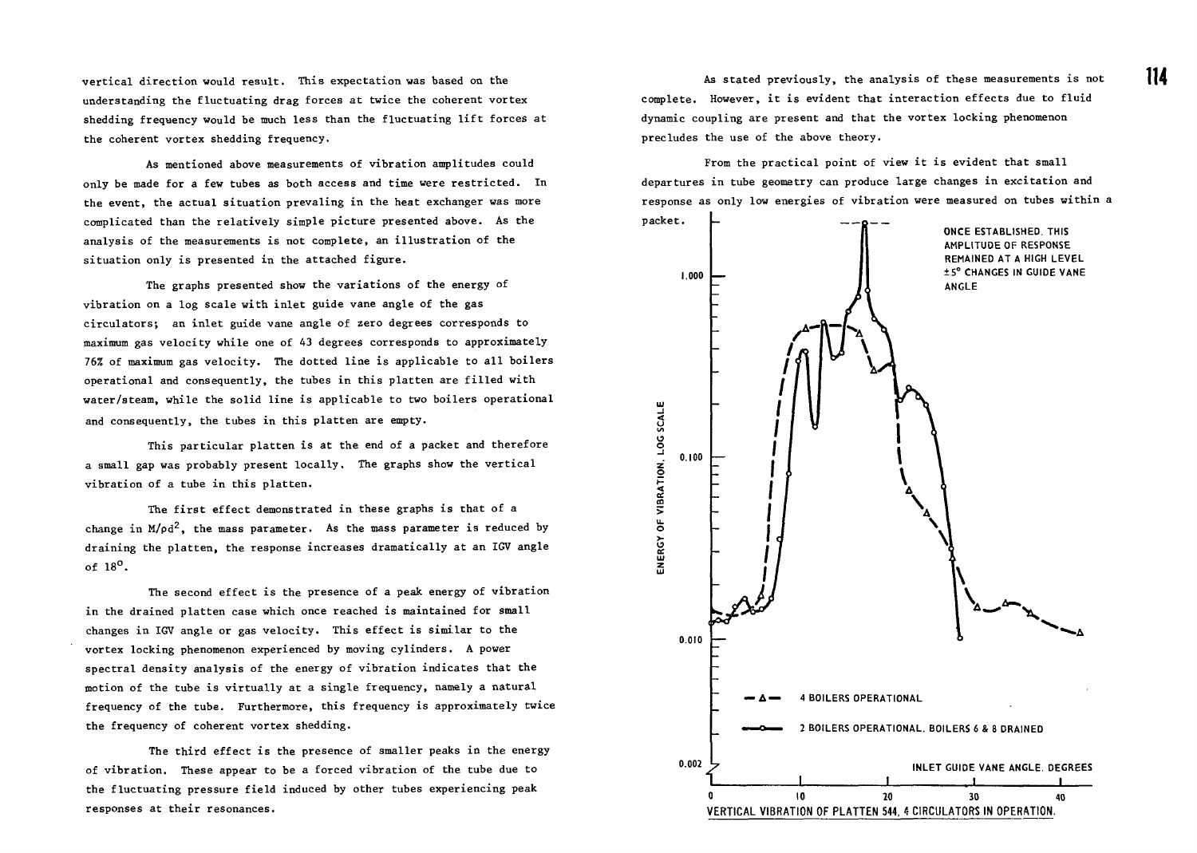vertical direction would result. This expectation was based on the understanding the fluctuating drag forces at twice the coherent vortex shedding frequency would be much less than the fluctuating lift forces at the coherent vortex shedding frequency.

As mentioned above measurements of vibration amplitudes could only be made for a few tubes as both access and time were restricted. In the event, the actual situation prevaling in the heat exchanger was more complicated than the relatively simple picture presented above. As the analysis of the measurements is not complete, an illustration of the situation only is presented in the attached figure.

The graphs presented show the variations of the energy of vibration on a log scale with inlet guide vane angle of the gas circulators; an inlet guide vane angle of zero degrees corresponds to maximum gas velocity while one of 43 degrees corresponds to approximately 76% of maximum gas velocity. The dotted line is applicable to all boilers operational and consequently, the tubes in this platten are filled with water/steam, while the solid line is applicable to two boilers operational and consequently, the tubes in this platten are empty.

This particular platten is at the end of a packet and therefore a small gap was probably present locally. The graphs show the vertical vibration of a tube in this platten.

The first effect demonstrated in these graphs is that of a change in $M/\rho d^2$, the mass parameter. As the mass parameter is reduced by draining the platten, the response increases dramatically at an IGV angle of $18^{o}$.

The second effect is the presence of a peak energy of vibration in the drained platten case which once reached is maintained for small changes in IGV angle or gas velocity. This effect is similar to the vortex locking phenomenon experienced by moving cylinders. A power spectral density analysis of the energy of vibration indicates that the motion of the tube is virtually at a single frequency, namely a natural frequency of the tube. Furthermore, this frequency is approximately twice the frequency of coherent vortex shedding.

The third effect is the presence of smaller peaks in the energy of vibration. These appear to be a forced vibration of the tube due to the fluctuating pressure field induced by other tubes experiencing peak responses at their resonances.

As stated previously, the analysis of these measurements is not complete. However, it is evident that interaction effects due to fluid dynamic coupling are present and that the vortex locking phenomenon precludes the use of the above theory.

From the practical point of view it is evident that small departures in tube geometry can produce large changes in excitation and response as only low energies of vibration were measured on tubes within a packet.

ONCE ESTABLISHED, THIS AMPLITUDE OF RESPONSE REMAINED AT A HIGH LEVEL ±5° CHANGES IN GUIDE VANE ANGLE

ENERGY OF VIBRATION, LOG SCALE

1.000

0.100

0.010

0.002

4 BOILERS OPERATIONAL

2 BOILERS OPERATIONAL, BOILERS 6 & 8 DRAINED

INLET GUIDE VANE ANGLE, DEGREES

0 10 20 30 40

VERTICAL VIBRATION OF PLATTEN 544, 4 CIRCULATORS IN OPERATION.